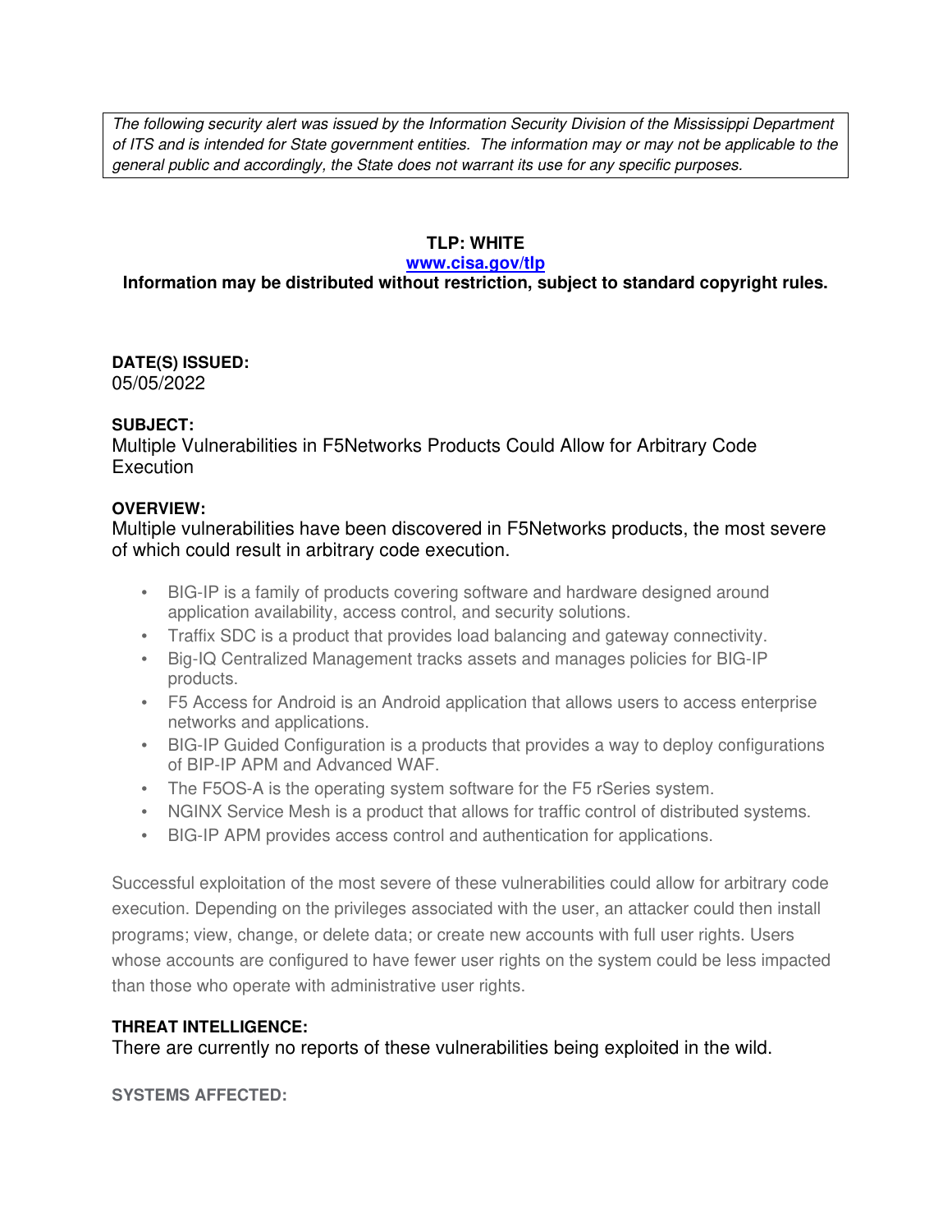*The following security alert was issued by the Information Security Division of the Mississippi Department of ITS and is intended for State government entities. The information may or may not be applicable to the general public and accordingly, the State does not warrant its use for any specific purposes.*

**TLP: WHITE**

**[www.cisa.gov/tlp](http://www.cisa.gov/tlp)**

**Information may be distributed without restriction, subject to standard copyright rules.**

**DATE(S) ISSUED:**

05/05/2022

**SUBJECT:**

Multiple Vulnerabilities in F5Networks Products Could Allow for Arbitrary Code Execution

**OVERVIEW:**

Multiple vulnerabilities have been discovered in F5Networks products, the most severe of which could result in arbitrary code execution.

- BIG-IP is a family of products covering software and hardware designed around application availability, access control, and security solutions.
- Traffix SDC is a product that provides load balancing and gateway connectivity.
- Big-IQ Centralized Management tracks assets and manages policies for BIG-IP products.
- F5 Access for Android is an Android application that allows users to access enterprise networks and applications.
- BIG-IP Guided Configuration is a products that provides a way to deploy configurations of BIP-IP APM and Advanced WAF.
- The F5OS-A is the operating system software for the F5 rSeries system.
- NGINX Service Mesh is a product that allows for traffic control of distributed systems.
- BIG-IP APM provides access control and authentication for applications.

Successful exploitation of the most severe of these vulnerabilities could allow for arbitrary code execution. Depending on the privileges associated with the user, an attacker could then install programs; view, change, or delete data; or create new accounts with full user rights. Users whose accounts are configured to have fewer user rights on the system could be less impacted than those who operate with administrative user rights.

**THREAT INTELLIGENCE:**

There are currently no reports of these vulnerabilities being exploited in the wild.

**SYSTEMS AFFECTED:**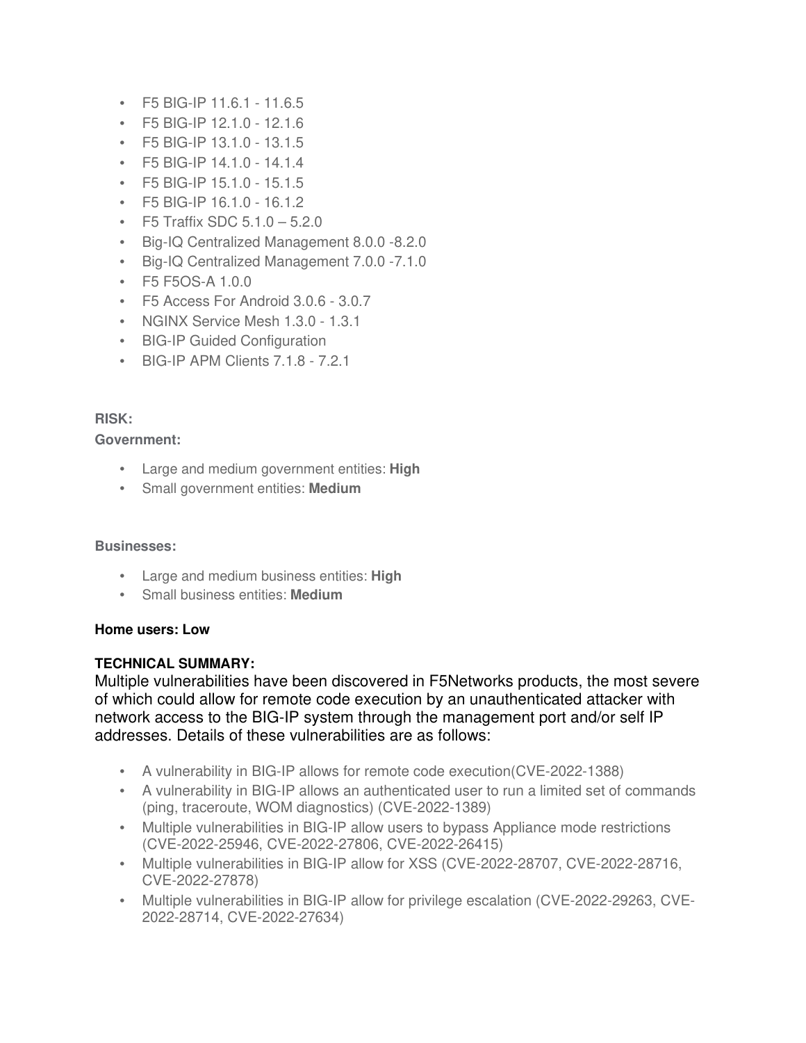- F5 BIG-IP 11.6.1 - 11.6.5
- F5 BIG-IP 12.1.0 - 12.1.6
- F5 BIG-IP 13.1.0 - 13.1.5
- F5 BIG-IP 14.1.0 - 14.1.4
- F5 BIG-IP 15.1.0 - 15.1.5
- F5 BIG-IP 16.1.0 - 16.1.2
- F5 Traffix SDC 5.1.0 – 5.2.0
- Big-IQ Centralized Management 8.0.0 -8.2.0
- Big-IQ Centralized Management 7.0.0 -7.1.0
- F5 F5OS-A 1.0.0
- F5 Access For Android 3.0.6 - 3.0.7
- NGINX Service Mesh 1.3.0 - 1.3.1
- BIG-IP Guided Configuration
- BIG-IP APM Clients 7.1.8 - 7.2.1

**RISK:**

**Government:**

- Large and medium government entities: **High**
- Small government entities: **Medium**

**Businesses:**

- Large and medium business entities: **High**
- Small business entities: **Medium**

**Home users: Low**

**TECHNICAL SUMMARY:**

Multiple vulnerabilities have been discovered in F5Networks products, the most severe of which could allow for remote code execution by an unauthenticated attacker with network access to the BIG-IP system through the management port and/or self IP addresses. Details of these vulnerabilities are as follows:

- A vulnerability in BIG-IP allows for remote code execution(CVE-2022-1388)
- A vulnerability in BIG-IP allows an authenticated user to run a limited set of commands (ping, traceroute, WOM diagnostics) (CVE-2022-1389)
- Multiple vulnerabilities in BIG-IP allow users to bypass Appliance mode restrictions (CVE-2022-25946, CVE-2022-27806, CVE-2022-26415)
- Multiple vulnerabilities in BIG-IP allow for XSS (CVE-2022-28707, CVE-2022-28716, CVE-2022-27878)
- Multiple vulnerabilities in BIG-IP allow for privilege escalation (CVE-2022-29263, CVE-2022-28714, CVE-2022-27634)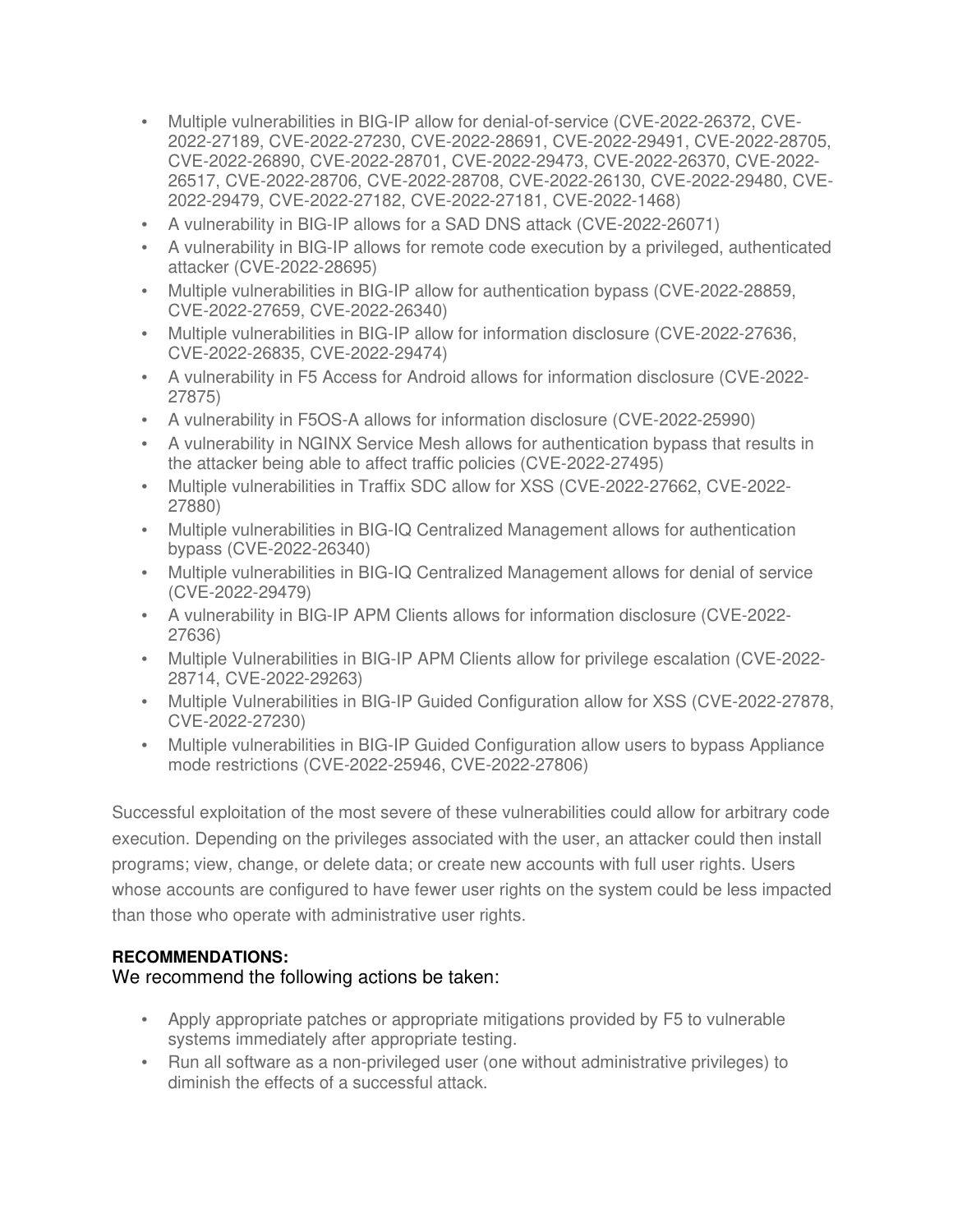- Multiple vulnerabilities in BIG-IP allow for denial-of-service (CVE-2022-26372, CVE-2022-27189, CVE-2022-27230, CVE-2022-28691, CVE-2022-29491, CVE-2022-28705, CVE-2022-26890, CVE-2022-28701, CVE-2022-29473, CVE-2022-26370, CVE-2022-26517, CVE-2022-28706, CVE-2022-28708, CVE-2022-26130, CVE-2022-29480, CVE-2022-29479, CVE-2022-27182, CVE-2022-27181, CVE-2022-1468)
- A vulnerability in BIG-IP allows for a SAD DNS attack (CVE-2022-26071)
- A vulnerability in BIG-IP allows for remote code execution by a privileged, authenticated attacker (CVE-2022-28695)
- Multiple vulnerabilities in BIG-IP allow for authentication bypass (CVE-2022-28859, CVE-2022-27659, CVE-2022-26340)
- Multiple vulnerabilities in BIG-IP allow for information disclosure (CVE-2022-27636, CVE-2022-26835, CVE-2022-29474)
- A vulnerability in F5 Access for Android allows for information disclosure (CVE-2022-27875)
- A vulnerability in F5OS-A allows for information disclosure (CVE-2022-25990)
- A vulnerability in NGINX Service Mesh allows for authentication bypass that results in the attacker being able to affect traffic policies (CVE-2022-27495)
- Multiple vulnerabilities in Traffix SDC allow for XSS (CVE-2022-27662, CVE-2022-27880)
- Multiple vulnerabilities in BIG-IQ Centralized Management allows for authentication bypass (CVE-2022-26340)
- Multiple vulnerabilities in BIG-IQ Centralized Management allows for denial of service (CVE-2022-29479)
- A vulnerability in BIG-IP APM Clients allows for information disclosure (CVE-2022-27636)
- Multiple Vulnerabilities in BIG-IP APM Clients allow for privilege escalation (CVE-2022-28714, CVE-2022-29263)
- Multiple Vulnerabilities in BIG-IP Guided Configuration allow for XSS (CVE-2022-27878, CVE-2022-27230)
- Multiple vulnerabilities in BIG-IP Guided Configuration allow users to bypass Appliance mode restrictions (CVE-2022-25946, CVE-2022-27806)

Successful exploitation of the most severe of these vulnerabilities could allow for arbitrary code execution. Depending on the privileges associated with the user, an attacker could then install programs; view, change, or delete data; or create new accounts with full user rights. Users whose accounts are configured to have fewer user rights on the system could be less impacted than those who operate with administrative user rights.

**RECOMMENDATIONS:**

We recommend the following actions be taken:

- Apply appropriate patches or appropriate mitigations provided by F5 to vulnerable systems immediately after appropriate testing.
- Run all software as a non-privileged user (one without administrative privileges) to diminish the effects of a successful attack.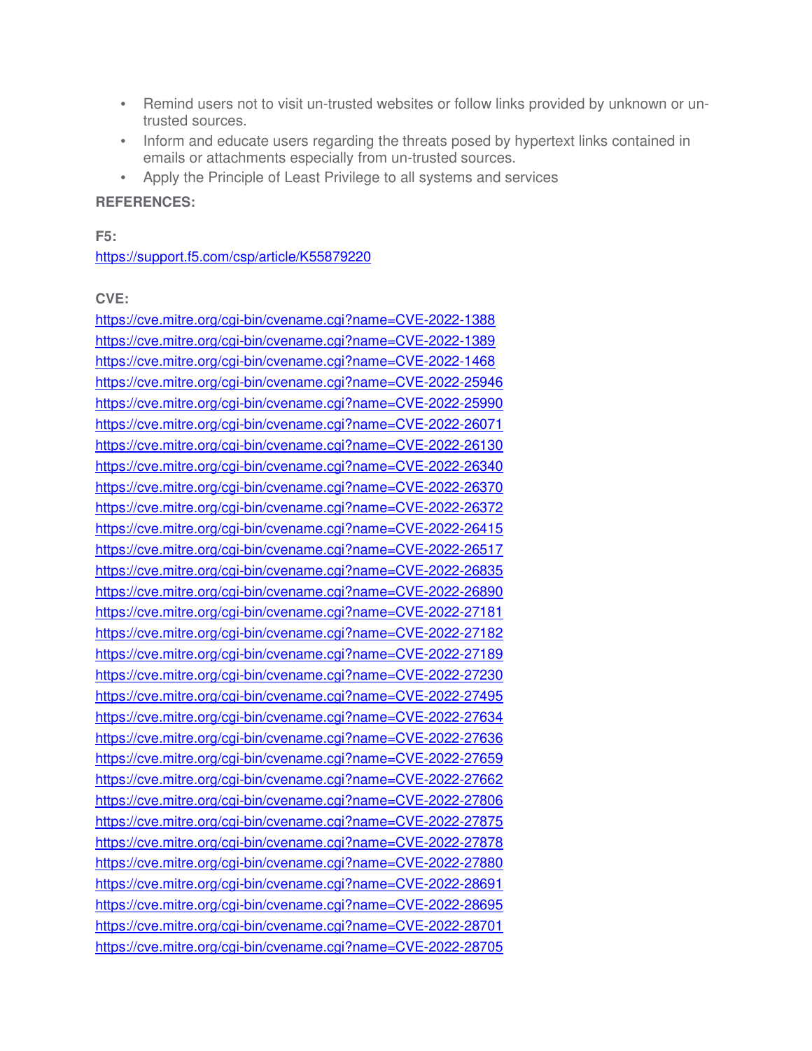- Remind users not to visit un-trusted websites or follow links provided by unknown or un-trusted sources.
- Inform and educate users regarding the threats posed by hypertext links contained in emails or attachments especially from un-trusted sources.
- Apply the Principle of Least Privilege to all systems and services

**REFERENCES:**

**F5:**
https://support.f5.com/csp/article/K55879220

**CVE:**
https://cve.mitre.org/cgi-bin/cvename.cgi?name=CVE-2022-1388
https://cve.mitre.org/cgi-bin/cvename.cgi?name=CVE-2022-1389
https://cve.mitre.org/cgi-bin/cvename.cgi?name=CVE-2022-1468
https://cve.mitre.org/cgi-bin/cvename.cgi?name=CVE-2022-25946
https://cve.mitre.org/cgi-bin/cvename.cgi?name=CVE-2022-25990
https://cve.mitre.org/cgi-bin/cvename.cgi?name=CVE-2022-26071
https://cve.mitre.org/cgi-bin/cvename.cgi?name=CVE-2022-26130
https://cve.mitre.org/cgi-bin/cvename.cgi?name=CVE-2022-26340
https://cve.mitre.org/cgi-bin/cvename.cgi?name=CVE-2022-26370
https://cve.mitre.org/cgi-bin/cvename.cgi?name=CVE-2022-26372
https://cve.mitre.org/cgi-bin/cvename.cgi?name=CVE-2022-26415
https://cve.mitre.org/cgi-bin/cvename.cgi?name=CVE-2022-26517
https://cve.mitre.org/cgi-bin/cvename.cgi?name=CVE-2022-26835
https://cve.mitre.org/cgi-bin/cvename.cgi?name=CVE-2022-26890
https://cve.mitre.org/cgi-bin/cvename.cgi?name=CVE-2022-27181
https://cve.mitre.org/cgi-bin/cvename.cgi?name=CVE-2022-27182
https://cve.mitre.org/cgi-bin/cvename.cgi?name=CVE-2022-27189
https://cve.mitre.org/cgi-bin/cvename.cgi?name=CVE-2022-27230
https://cve.mitre.org/cgi-bin/cvename.cgi?name=CVE-2022-27495
https://cve.mitre.org/cgi-bin/cvename.cgi?name=CVE-2022-27634
https://cve.mitre.org/cgi-bin/cvename.cgi?name=CVE-2022-27636
https://cve.mitre.org/cgi-bin/cvename.cgi?name=CVE-2022-27659
https://cve.mitre.org/cgi-bin/cvename.cgi?name=CVE-2022-27662
https://cve.mitre.org/cgi-bin/cvename.cgi?name=CVE-2022-27806
https://cve.mitre.org/cgi-bin/cvename.cgi?name=CVE-2022-27875
https://cve.mitre.org/cgi-bin/cvename.cgi?name=CVE-2022-27878
https://cve.mitre.org/cgi-bin/cvename.cgi?name=CVE-2022-27880
https://cve.mitre.org/cgi-bin/cvename.cgi?name=CVE-2022-28691
https://cve.mitre.org/cgi-bin/cvename.cgi?name=CVE-2022-28695
https://cve.mitre.org/cgi-bin/cvename.cgi?name=CVE-2022-28701
https://cve.mitre.org/cgi-bin/cvename.cgi?name=CVE-2022-28705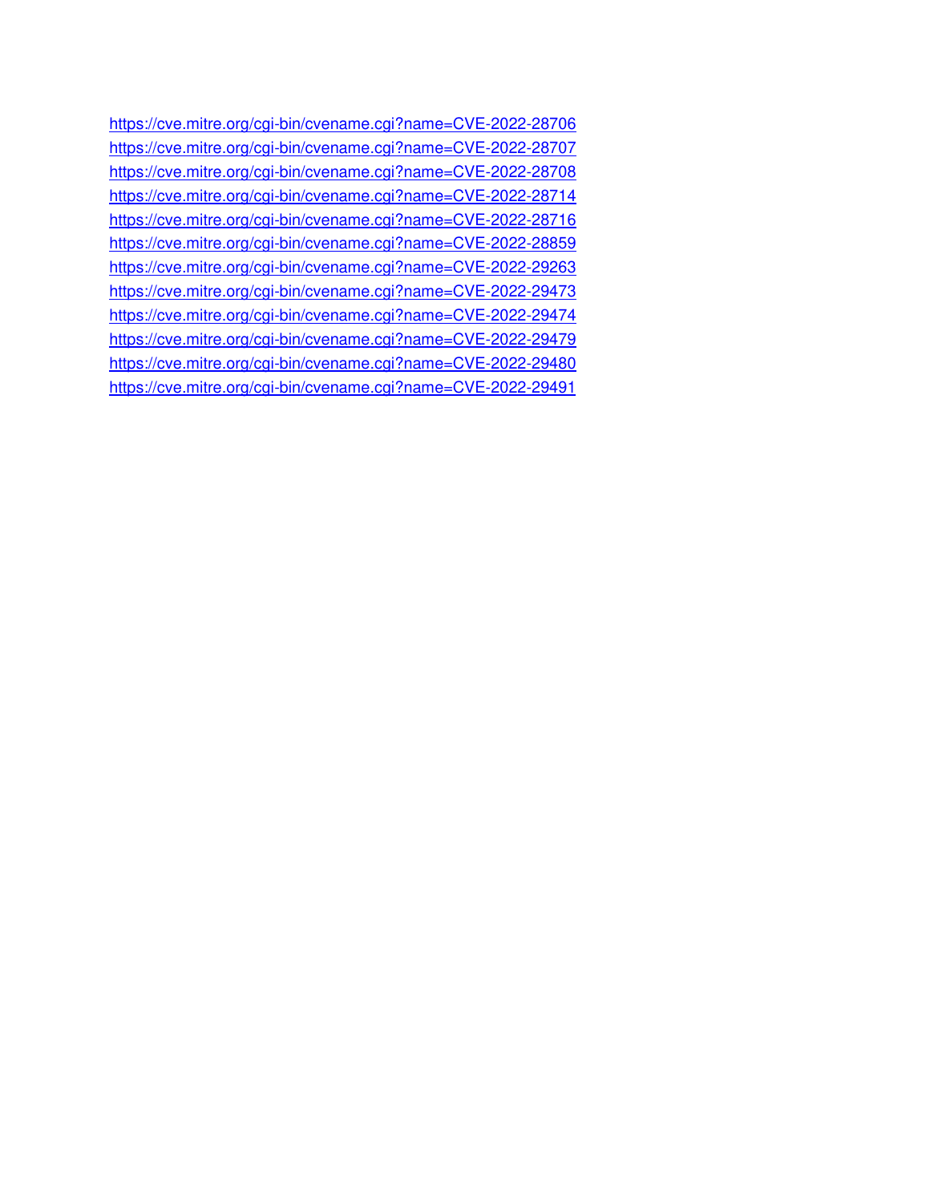https://cve.mitre.org/cgi-bin/cvename.cgi?name=CVE-2022-28706
https://cve.mitre.org/cgi-bin/cvename.cgi?name=CVE-2022-28707
https://cve.mitre.org/cgi-bin/cvename.cgi?name=CVE-2022-28708
https://cve.mitre.org/cgi-bin/cvename.cgi?name=CVE-2022-28714
https://cve.mitre.org/cgi-bin/cvename.cgi?name=CVE-2022-28716
https://cve.mitre.org/cgi-bin/cvename.cgi?name=CVE-2022-28859
https://cve.mitre.org/cgi-bin/cvename.cgi?name=CVE-2022-29263
https://cve.mitre.org/cgi-bin/cvename.cgi?name=CVE-2022-29473
https://cve.mitre.org/cgi-bin/cvename.cgi?name=CVE-2022-29474
https://cve.mitre.org/cgi-bin/cvename.cgi?name=CVE-2022-29479
https://cve.mitre.org/cgi-bin/cvename.cgi?name=CVE-2022-29480
https://cve.mitre.org/cgi-bin/cvename.cgi?name=CVE-2022-29491